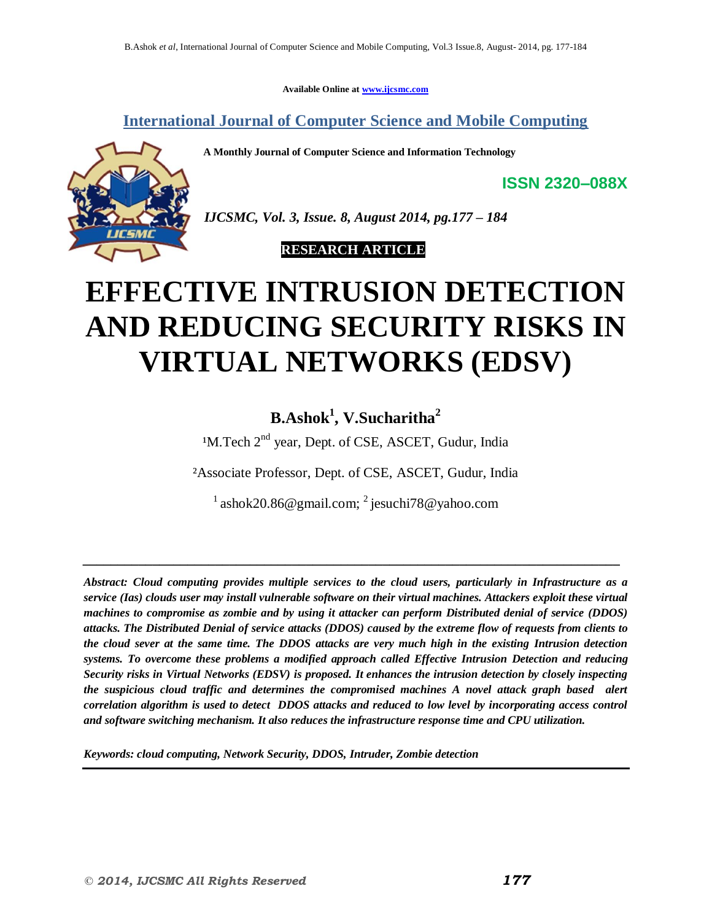Available Online at www.ijcsmc.com

**International Journal of Computer Science and Mobile Computing**

**A Monthly Journal of Computer Science and Information Technology**

**ISSN 2320–088X**

*IJCSMC, Vol. 3, Issue. 8, August 2014, pg.177 – 184*

**RESEARCH ARTICLE**

# EFFECTIVE INTRUSION DETECTION AND REDUCING SECURITY RISKS IN VIRTUAL NETWORKS (EDSV)

**B.Ashok[1], V.Sucharitha[2]**

[1]M.Tech 2nd year, Dept. of CSE, ASCET, Gudur, India

[2]Associate Professor, Dept. of CSE, ASCET, Gudur, India

[1] ashok20.86@gmail.com; [2] jesuchi78@yahoo.com

---

***Abstract:** Cloud computing provides multiple services to the cloud users, particularly in Infrastructure as a service (Ias) clouds user may install vulnerable software on their virtual machines. Attackers exploit these virtual machines to compromise as zombie and by using it attacker can perform Distributed denial of service (DDOS) attacks. The Distributed Denial of service attacks (DDOS) caused by the extreme flow of requests from clients to the cloud sever at the same time. The DDOS attacks are very much high in the existing Intrusion detection systems. To overcome these problems a modified approach called Effective Intrusion Detection and reducing Security risks in Virtual Networks (EDSV) is proposed. It enhances the intrusion detection by closely inspecting the suspicious cloud traffic and determines the compromised machines A novel attack graph based alert correlation algorithm is used to detect DDOS attacks and reduced to low level by incorporating access control and software switching mechanism. It also reduces the infrastructure response time and CPU utilization.*

***Keywords:** cloud computing, Network Security, DDOS, Intruder, Zombie detection*

---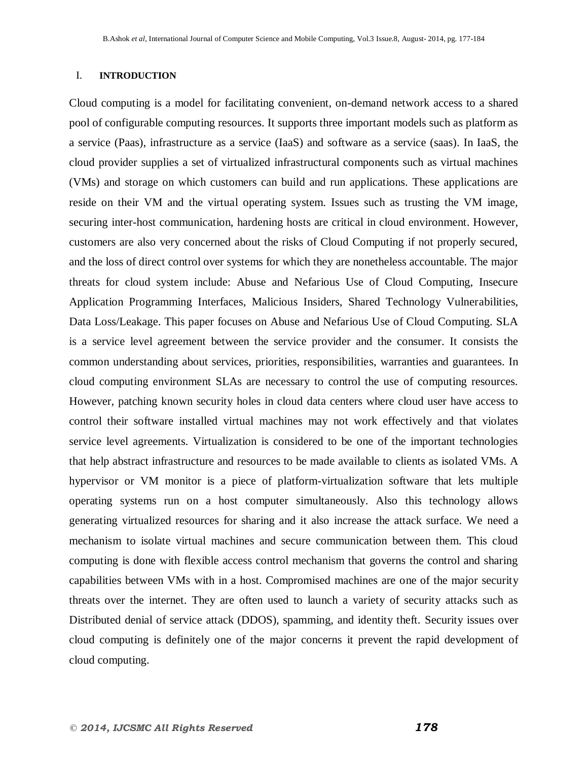## I. INTRODUCTION

Cloud computing is a model for facilitating convenient, on-demand network access to a shared pool of configurable computing resources. It supports three important models such as platform as a service (Paas), infrastructure as a service (IaaS) and software as a service (saas). In IaaS, the cloud provider supplies a set of virtualized infrastructural components such as virtual machines (VMs) and storage on which customers can build and run applications. These applications are reside on their VM and the virtual operating system. Issues such as trusting the VM image, securing inter-host communication, hardening hosts are critical in cloud environment. However, customers are also very concerned about the risks of Cloud Computing if not properly secured, and the loss of direct control over systems for which they are nonetheless accountable. The major threats for cloud system include: Abuse and Nefarious Use of Cloud Computing, Insecure Application Programming Interfaces, Malicious Insiders, Shared Technology Vulnerabilities, Data Loss/Leakage. This paper focuses on Abuse and Nefarious Use of Cloud Computing. SLA is a service level agreement between the service provider and the consumer. It consists the common understanding about services, priorities, responsibilities, warranties and guarantees. In cloud computing environment SLAs are necessary to control the use of computing resources. However, patching known security holes in cloud data centers where cloud user have access to control their software installed virtual machines may not work effectively and that violates service level agreements. Virtualization is considered to be one of the important technologies that help abstract infrastructure and resources to be made available to clients as isolated VMs. A hypervisor or VM monitor is a piece of platform-virtualization software that lets multiple operating systems run on a host computer simultaneously. Also this technology allows generating virtualized resources for sharing and it also increase the attack surface. We need a mechanism to isolate virtual machines and secure communication between them. This cloud computing is done with flexible access control mechanism that governs the control and sharing capabilities between VMs with in a host. Compromised machines are one of the major security threats over the internet. They are often used to launch a variety of security attacks such as Distributed denial of service attack (DDOS), spamming, and identity theft. Security issues over cloud computing is definitely one of the major concerns it prevent the rapid development of cloud computing.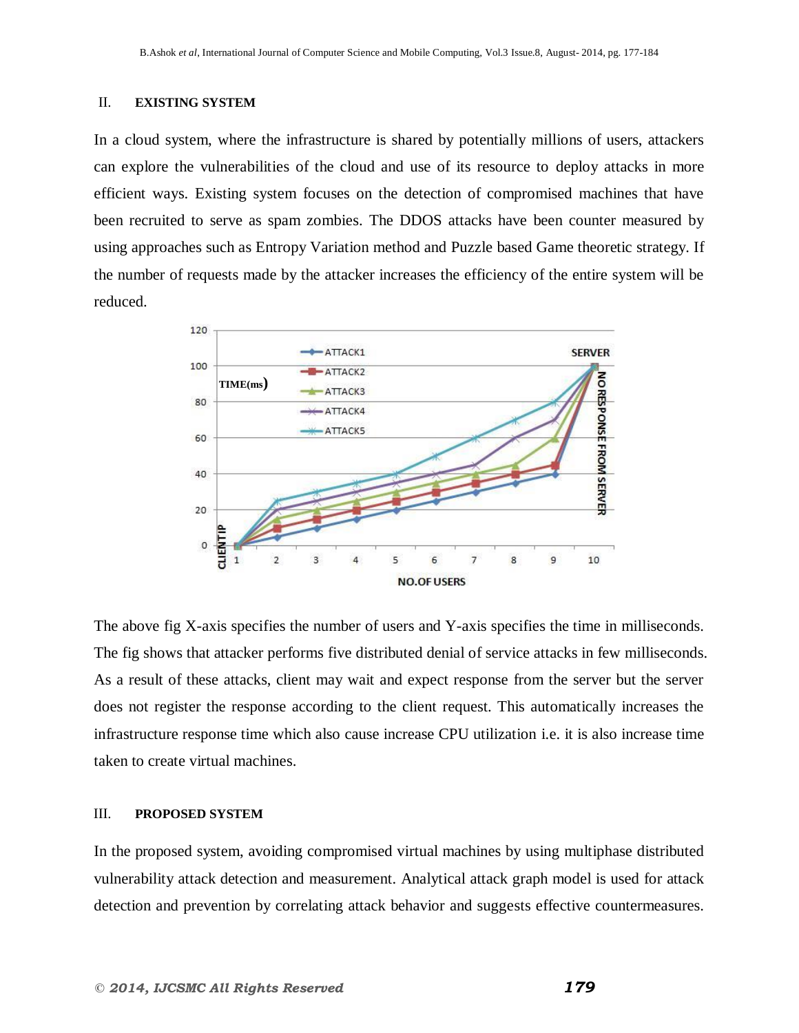## II. EXISTING SYSTEM

In a cloud system, where the infrastructure is shared by potentially millions of users, attackers can explore the vulnerabilities of the cloud and use of its resource to deploy attacks in more efficient ways. Existing system focuses on the detection of compromised machines that have been recruited to serve as spam zombies. The DDOS attacks have been counter measured by using approaches such as Entropy Variation method and Puzzle based Game theoretic strategy. If the number of requests made by the attacker increases the efficiency of the entire system will be reduced.

The above fig X-axis specifies the number of users and Y-axis specifies the time in milliseconds. The fig shows that attacker performs five distributed denial of service attacks in few milliseconds. As a result of these attacks, client may wait and expect response from the server but the server does not register the response according to the client request. This automatically increases the infrastructure response time which also cause increase CPU utilization i.e. it is also increase time taken to create virtual machines.

## III. PROPOSED SYSTEM

In the proposed system, avoiding compromised virtual machines by using multiphase distributed vulnerability attack detection and measurement. Analytical attack graph model is used for attack detection and prevention by correlating attack behavior and suggests effective countermeasures.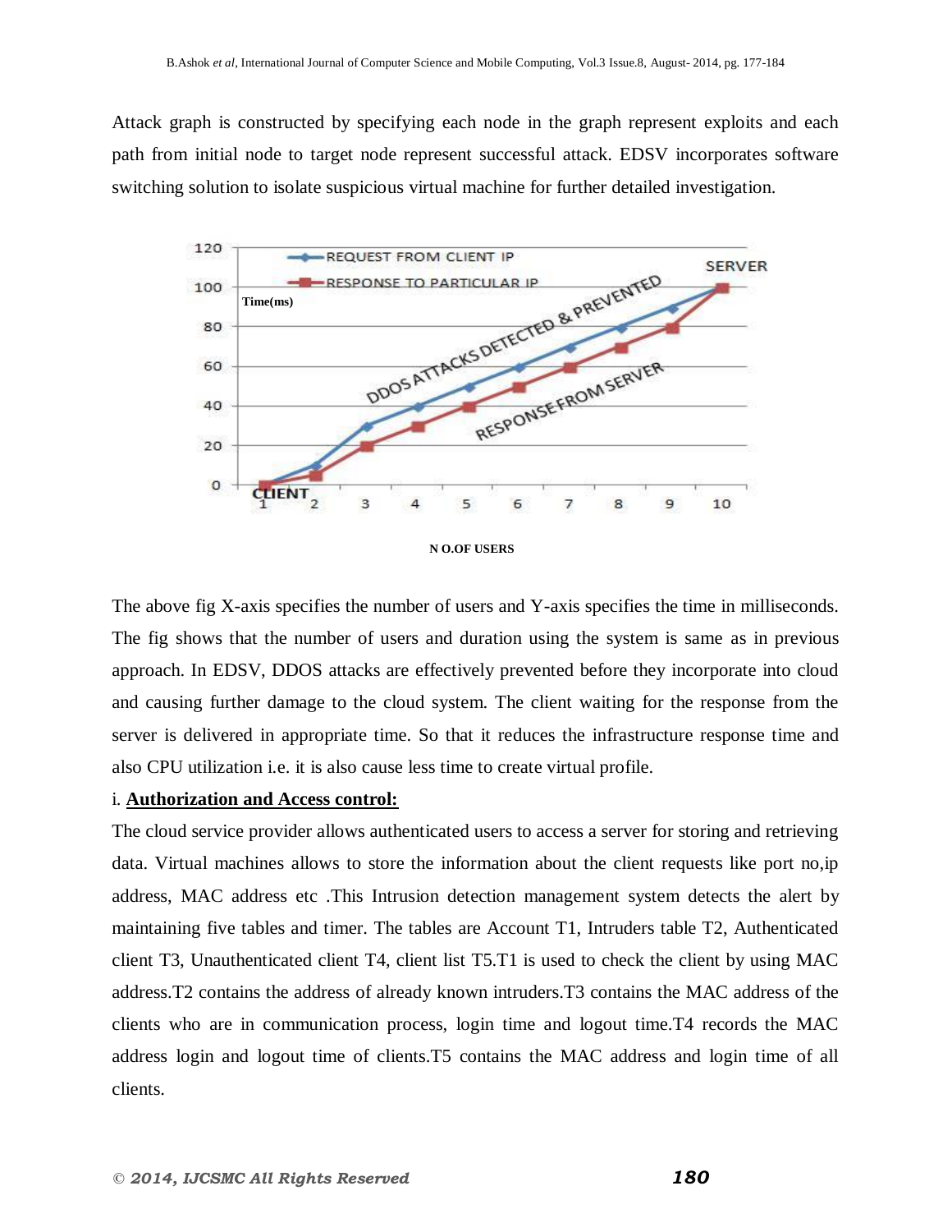Attack graph is constructed by specifying each node in the graph represent exploits and each path from initial node to target node represent successful attack. EDSV incorporates software switching solution to isolate suspicious virtual machine for further detailed investigation.

N O.OF USERS

The above fig X-axis specifies the number of users and Y-axis specifies the time in milliseconds. The fig shows that the number of users and duration using the system is same as in previous approach. In EDSV, DDOS attacks are effectively prevented before they incorporate into cloud and causing further damage to the cloud system. The client waiting for the response from the server is delivered in appropriate time. So that it reduces the infrastructure response time and also CPU utilization i.e. it is also cause less time to create virtual profile.

i. **Authorization and Access control:**

The cloud service provider allows authenticated users to access a server for storing and retrieving data. Virtual machines allows to store the information about the client requests like port no,ip address, MAC address etc .This Intrusion detection management system detects the alert by maintaining five tables and timer. The tables are Account T1, Intruders table T2, Authenticated client T3, Unauthenticated client T4, client list T5.T1 is used to check the client by using MAC address.T2 contains the address of already known intruders.T3 contains the MAC address of the clients who are in communication process, login time and logout time.T4 records the MAC address login and logout time of clients.T5 contains the MAC address and login time of all clients.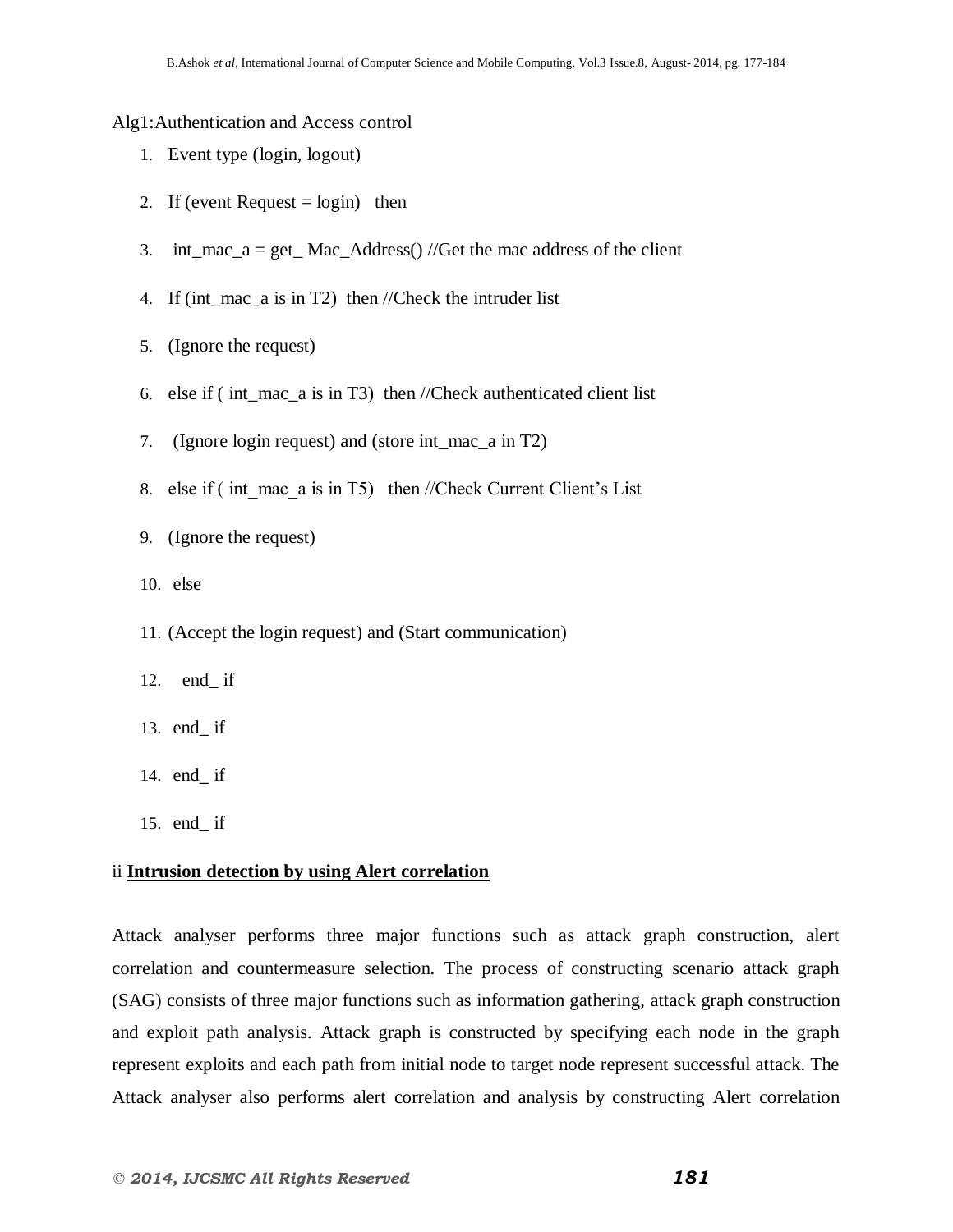<u>Alg1:Authentication and Access control</u>

1. Event type (login, logout)
2. If (event Request = login) then
3. int_mac_a = get_ Mac_Address() //Get the mac address of the client
4. If (int_mac_a is in T2) then //Check the intruder list
5. (Ignore the request)
6. else if ( int_mac_a is in T3) then //Check authenticated client list
7. (Ignore login request) and (store int_mac_a in T2)
8. else if ( int_mac_a is in T5) then //Check Current Client's List
9. (Ignore the request)
10. else
11. (Accept the login request) and (Start communication)
12. end_ if
13. end_ if
14. end_ if
15. end_ if

ii **<u>Intrusion detection by using Alert correlation</u>**

Attack analyser performs three major functions such as attack graph construction, alert correlation and countermeasure selection. The process of constructing scenario attack graph (SAG) consists of three major functions such as information gathering, attack graph construction and exploit path analysis. Attack graph is constructed by specifying each node in the graph represent exploits and each path from initial node to target node represent successful attack. The Attack analyser also performs alert correlation and analysis by constructing Alert correlation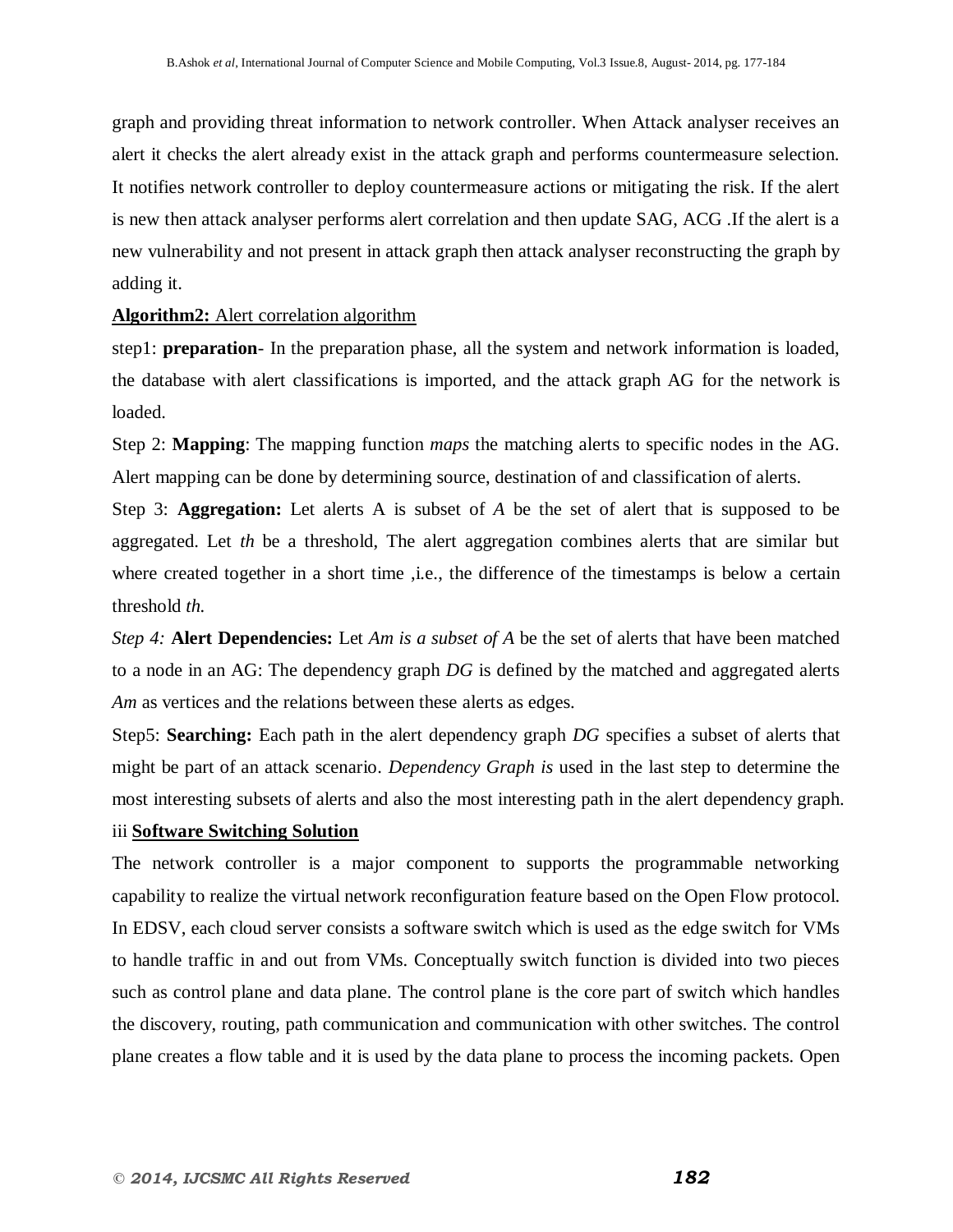graph and providing threat information to network controller. When Attack analyser receives an alert it checks the alert already exist in the attack graph and performs countermeasure selection. It notifies network controller to deploy countermeasure actions or mitigating the risk. If the alert is new then attack analyser performs alert correlation and then update SAG, ACG .If the alert is a new vulnerability and not present in attack graph then attack analyser reconstructing the graph by adding it.

**Algorithm2:** <u>Alert correlation algorithm</u>

step1: **preparation**- In the preparation phase, all the system and network information is loaded, the database with alert classifications is imported, and the attack graph AG for the network is loaded.

Step 2: **Mapping**: The mapping function *maps* the matching alerts to specific nodes in the AG. Alert mapping can be done by determining source, destination of and classification of alerts.

Step 3: **Aggregation:** Let alerts A is subset of *A* be the set of alert that is supposed to be aggregated. Let *th* be a threshold, The alert aggregation combines alerts that are similar but where created together in a short time ,i.e., the difference of the timestamps is below a certain threshold *th.*

*Step 4:* **Alert Dependencies:** Let *Am is a subset of A* be the set of alerts that have been matched to a node in an AG: The dependency graph *DG* is defined by the matched and aggregated alerts *Am* as vertices and the relations between these alerts as edges.

Step5: **Searching:** Each path in the alert dependency graph *DG* specifies a subset of alerts that might be part of an attack scenario. *Dependency Graph is* used in the last step to determine the most interesting subsets of alerts and also the most interesting path in the alert dependency graph.

iii **<u>Software Switching Solution</u>**

The network controller is a major component to supports the programmable networking capability to realize the virtual network reconfiguration feature based on the Open Flow protocol. In EDSV, each cloud server consists a software switch which is used as the edge switch for VMs to handle traffic in and out from VMs. Conceptually switch function is divided into two pieces such as control plane and data plane. The control plane is the core part of switch which handles the discovery, routing, path communication and communication with other switches. The control plane creates a flow table and it is used by the data plane to process the incoming packets. Open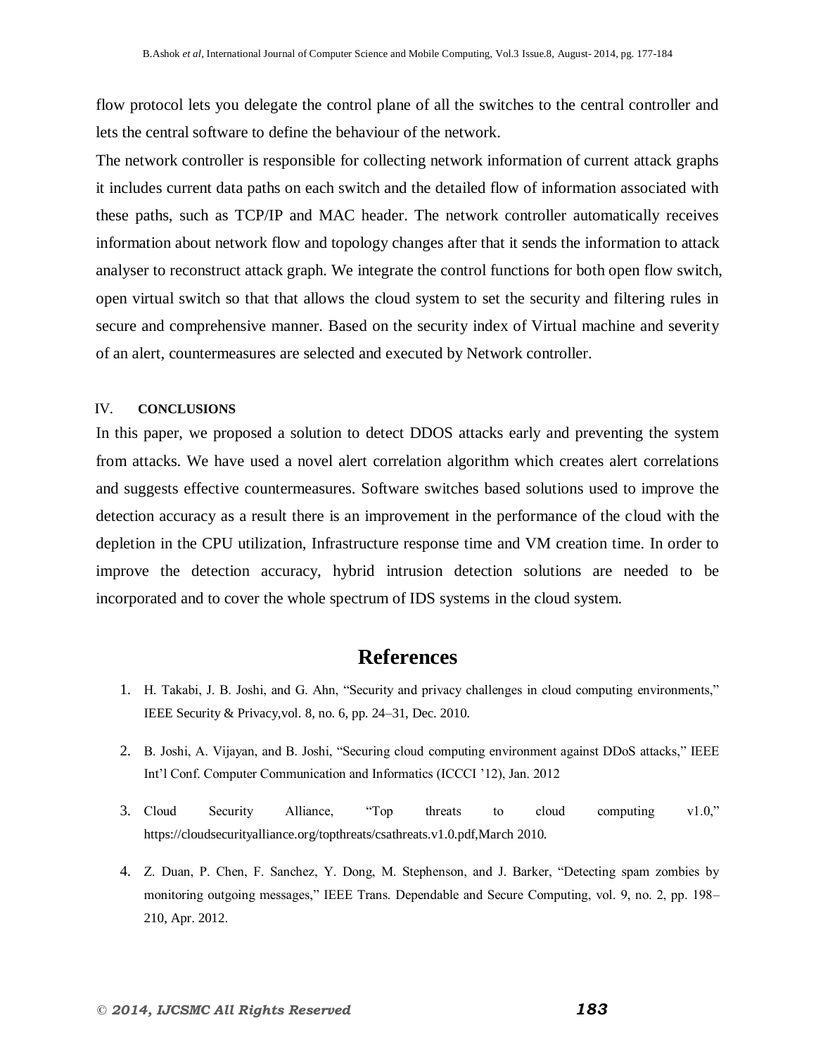flow protocol lets you delegate the control plane of all the switches to the central controller and lets the central software to define the behaviour of the network.

The network controller is responsible for collecting network information of current attack graphs it includes current data paths on each switch and the detailed flow of information associated with these paths, such as TCP/IP and MAC header. The network controller automatically receives information about network flow and topology changes after that it sends the information to attack analyser to reconstruct attack graph. We integrate the control functions for both open flow switch, open virtual switch so that that allows the cloud system to set the security and filtering rules in secure and comprehensive manner. Based on the security index of Virtual machine and severity of an alert, countermeasures are selected and executed by Network controller.

## IV. CONCLUSIONS

In this paper, we proposed a solution to detect DDOS attacks early and preventing the system from attacks. We have used a novel alert correlation algorithm which creates alert correlations and suggests effective countermeasures. Software switches based solutions used to improve the detection accuracy as a result there is an improvement in the performance of the cloud with the depletion in the CPU utilization, Infrastructure response time and VM creation time. In order to improve the detection accuracy, hybrid intrusion detection solutions are needed to be incorporated and to cover the whole spectrum of IDS systems in the cloud system.

# References

1. H. Takabi, J. B. Joshi, and G. Ahn, "Security and privacy challenges in cloud computing environments," IEEE Security & Privacy,vol. 8, no. 6, pp. 24–31, Dec. 2010.
2. B. Joshi, A. Vijayan, and B. Joshi, "Securing cloud computing environment against DDoS attacks," IEEE Int'l Conf. Computer Communication and Informatics (ICCCI '12), Jan. 2012
3. Cloud Security Alliance, "Top threats to cloud computing v1.0," https://cloudsecurityalliance.org/topthreats/csathreats.v1.0.pdf,March 2010.
4. Z. Duan, P. Chen, F. Sanchez, Y. Dong, M. Stephenson, and J. Barker, "Detecting spam zombies by monitoring outgoing messages," IEEE Trans. Dependable and Secure Computing, vol. 9, no. 2, pp. 198–210, Apr. 2012.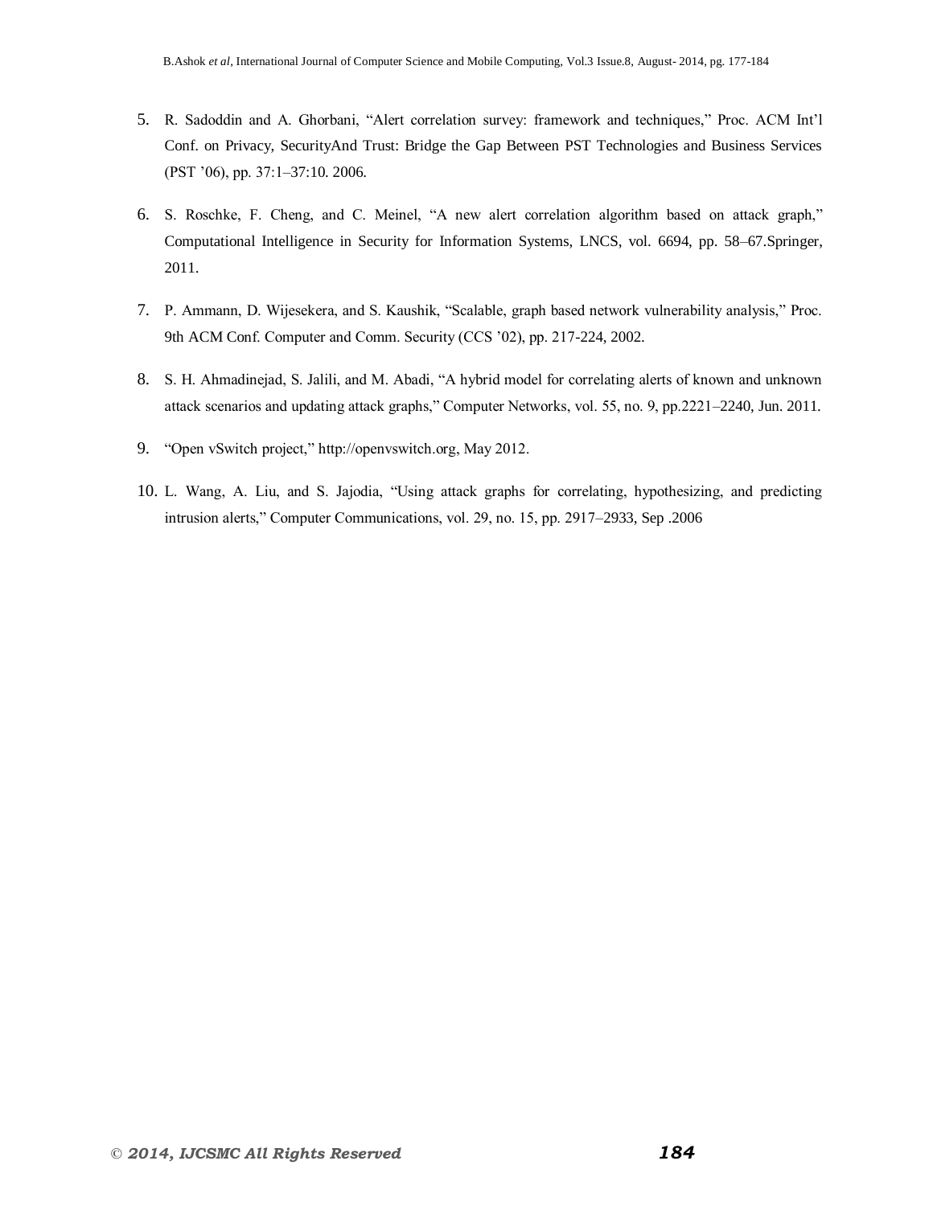5. R. Sadoddin and A. Ghorbani, "Alert correlation survey: framework and techniques," Proc. ACM Int'l Conf. on Privacy, SecurityAnd Trust: Bridge the Gap Between PST Technologies and Business Services (PST '06), pp. 37:1–37:10. 2006.

6. S. Roschke, F. Cheng, and C. Meinel, "A new alert correlation algorithm based on attack graph," Computational Intelligence in Security for Information Systems, LNCS, vol. 6694, pp. 58–67.Springer, 2011.

7. P. Ammann, D. Wijesekera, and S. Kaushik, "Scalable, graph based network vulnerability analysis," Proc. 9th ACM Conf. Computer and Comm. Security (CCS '02), pp. 217-224, 2002.

8. S. H. Ahmadinejad, S. Jalili, and M. Abadi, "A hybrid model for correlating alerts of known and unknown attack scenarios and updating attack graphs," Computer Networks, vol. 55, no. 9, pp.2221–2240, Jun. 2011.

9. "Open vSwitch project," http://openvswitch.org, May 2012.

10. L. Wang, A. Liu, and S. Jajodia, "Using attack graphs for correlating, hypothesizing, and predicting intrusion alerts," Computer Communications, vol. 29, no. 15, pp. 2917–2933, Sep .2006